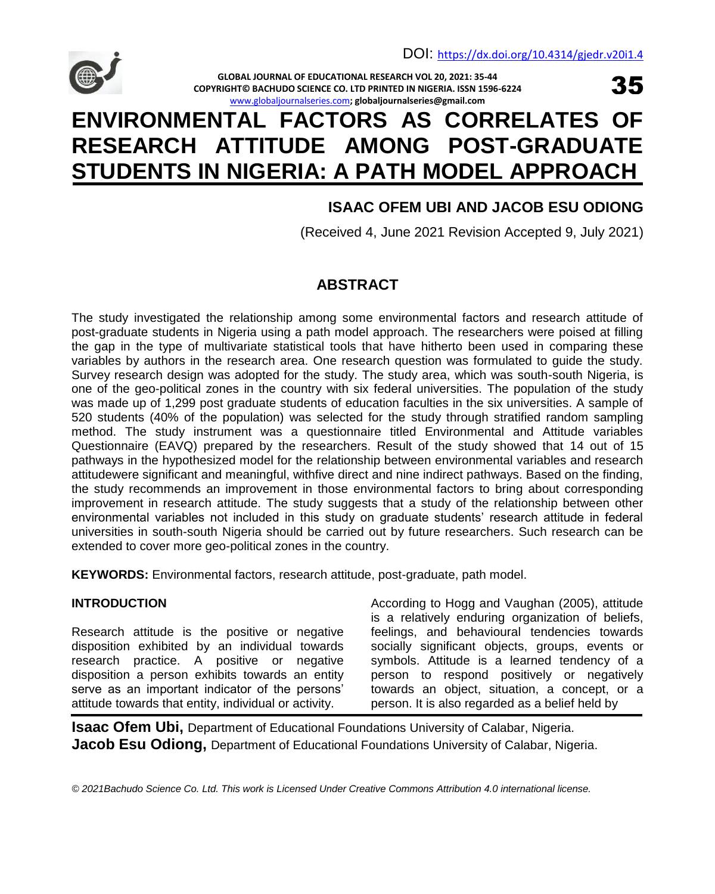DOI: https://dx.doi.org/10.4314/gjedr.v20i1.4

# ENVIRONMENTAL FACTORS AS CORRELATES OF RESEARCH ATTITUDE AMONG POST-GRADUATE STUDENTS IN NIGERIA: A PATH MODEL APPROACH

**ISAAC OFEM UBI AND JACOB ESU ODIONG**

(Received 4, June 2021 Revision Accepted 9, July 2021)

## ABSTRACT

The study investigated the relationship among some environmental factors and research attitude of post-graduate students in Nigeria using a path model approach. The researchers were poised at filling the gap in the type of multivariate statistical tools that have hitherto been used in comparing these variables by authors in the research area. One research question was formulated to guide the study. Survey research design was adopted for the study. The study area, which was south-south Nigeria, is one of the geo-political zones in the country with six federal universities. The population of the study was made up of 1,299 post graduate students of education faculties in the six universities. A sample of 520 students (40% of the population) was selected for the study through stratified random sampling method. The study instrument was a questionnaire titled Environmental and Attitude variables Questionnaire (EAVQ) prepared by the researchers. Result of the study showed that 14 out of 15 pathways in the hypothesized model for the relationship between environmental variables and research attitudewere significant and meaningful, withfive direct and nine indirect pathways. Based on the finding, the study recommends an improvement in those environmental factors to bring about corresponding improvement in research attitude. The study suggests that a study of the relationship between other environmental variables not included in this study on graduate students' research attitude in federal universities in south-south Nigeria should be carried out by future researchers. Such research can be extended to cover more geo-political zones in the country.

**KEYWORDS:** Environmental factors, research attitude, post-graduate, path model.

## INTRODUCTION

Research attitude is the positive or negative disposition exhibited by an individual towards research practice. A positive or negative disposition a person exhibits towards an entity serve as an important indicator of the persons' attitude towards that entity, individual or activity.

According to Hogg and Vaughan (2005), attitude is a relatively enduring organization of beliefs, feelings, and behavioural tendencies towards socially significant objects, groups, events or symbols. Attitude is a learned tendency of a person to respond positively or negatively towards an object, situation, a concept, or a person. It is also regarded as a belief held by

**Isaac Ofem Ubi,** Department of Educational Foundations University of Calabar, Nigeria.
**Jacob Esu Odiong,** Department of Educational Foundations University of Calabar, Nigeria.

*© 2021Bachudo Science Co. Ltd. This work is Licensed Under Creative Commons Attribution 4.0 international license.*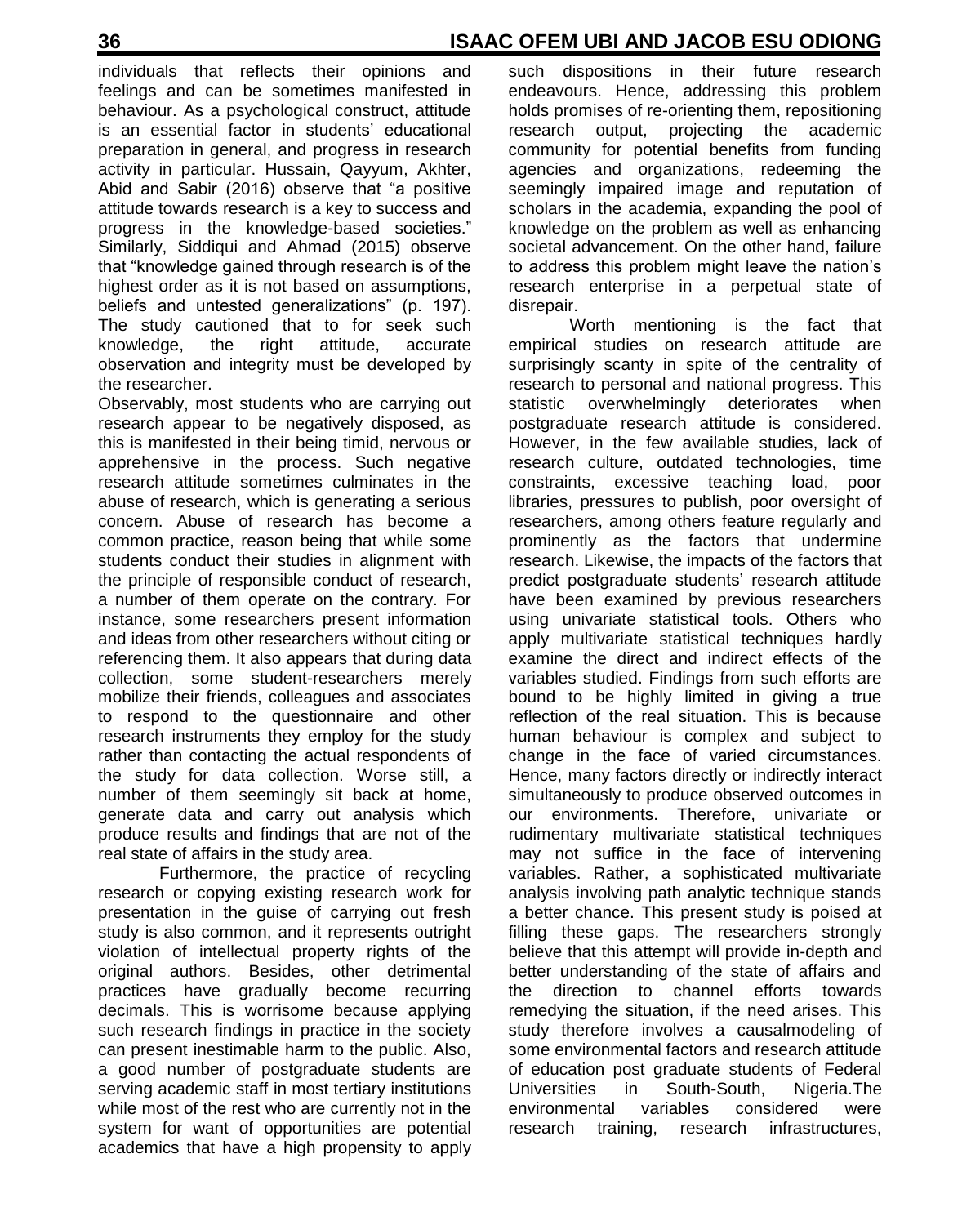individuals that reflects their opinions and feelings and can be sometimes manifested in behaviour. As a psychological construct, attitude is an essential factor in students' educational preparation in general, and progress in research activity in particular. Hussain, Qayyum, Akhter, Abid and Sabir (2016) observe that "a positive attitude towards research is a key to success and progress in the knowledge-based societies." Similarly, Siddiqui and Ahmad (2015) observe that "knowledge gained through research is of the highest order as it is not based on assumptions, beliefs and untested generalizations" (p. 197). The study cautioned that to for seek such knowledge, the right attitude, accurate observation and integrity must be developed by the researcher.

Observably, most students who are carrying out research appear to be negatively disposed, as this is manifested in their being timid, nervous or apprehensive in the process. Such negative research attitude sometimes culminates in the abuse of research, which is generating a serious concern. Abuse of research has become a common practice, reason being that while some students conduct their studies in alignment with the principle of responsible conduct of research, a number of them operate on the contrary. For instance, some researchers present information and ideas from other researchers without citing or referencing them. It also appears that during data collection, some student-researchers merely mobilize their friends, colleagues and associates to respond to the questionnaire and other research instruments they employ for the study rather than contacting the actual respondents of the study for data collection. Worse still, a number of them seemingly sit back at home, generate data and carry out analysis which produce results and findings that are not of the real state of affairs in the study area.

Furthermore, the practice of recycling research or copying existing research work for presentation in the guise of carrying out fresh study is also common, and it represents outright violation of intellectual property rights of the original authors. Besides, other detrimental practices have gradually become recurring decimals. This is worrisome because applying such research findings in practice in the society can present inestimable harm to the public. Also, a good number of postgraduate students are serving academic staff in most tertiary institutions while most of the rest who are currently not in the system for want of opportunities are potential academics that have a high propensity to apply such dispositions in their future research endeavours. Hence, addressing this problem holds promises of re-orienting them, repositioning research output, projecting the academic community for potential benefits from funding agencies and organizations, redeeming the seemingly impaired image and reputation of scholars in the academia, expanding the pool of knowledge on the problem as well as enhancing societal advancement. On the other hand, failure to address this problem might leave the nation's research enterprise in a perpetual state of disrepair.

Worth mentioning is the fact that empirical studies on research attitude are surprisingly scanty in spite of the centrality of research to personal and national progress. This statistic overwhelmingly deteriorates when postgraduate research attitude is considered. However, in the few available studies, lack of research culture, outdated technologies, time constraints, excessive teaching load, poor libraries, pressures to publish, poor oversight of researchers, among others feature regularly and prominently as the factors that undermine research. Likewise, the impacts of the factors that predict postgraduate students' research attitude have been examined by previous researchers using univariate statistical tools. Others who apply multivariate statistical techniques hardly examine the direct and indirect effects of the variables studied. Findings from such efforts are bound to be highly limited in giving a true reflection of the real situation. This is because human behaviour is complex and subject to change in the face of varied circumstances. Hence, many factors directly or indirectly interact simultaneously to produce observed outcomes in our environments. Therefore, univariate or rudimentary multivariate statistical techniques may not suffice in the face of intervening variables. Rather, a sophisticated multivariate analysis involving path analytic technique stands a better chance. This present study is poised at filling these gaps. The researchers strongly believe that this attempt will provide in-depth and better understanding of the state of affairs and the direction to channel efforts towards remedying the situation, if the need arises. This study therefore involves a causalmodeling of some environmental factors and research attitude of education post graduate students of Federal Universities in South-South, Nigeria.The environmental variables considered were research training, research infrastructures,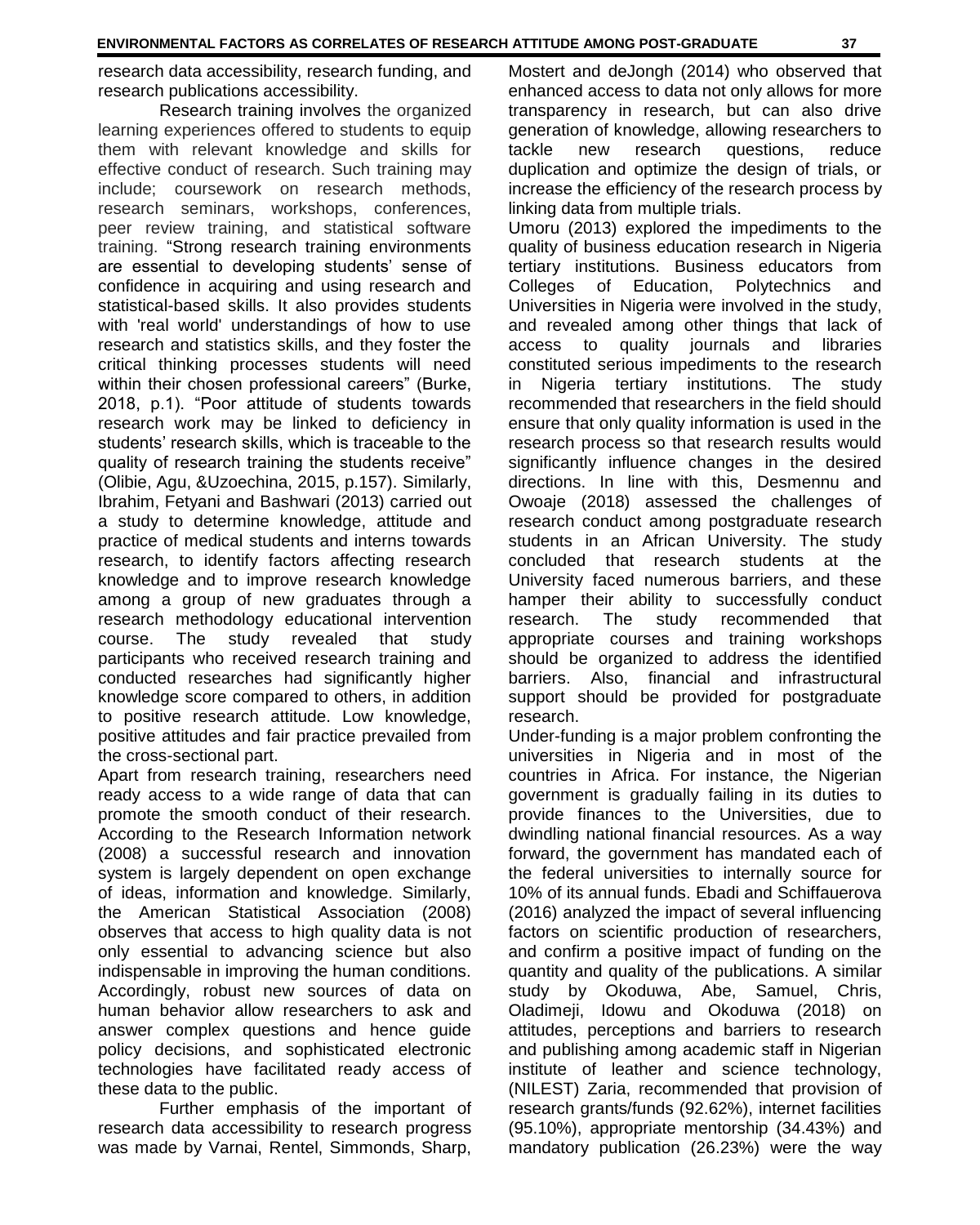research data accessibility, research funding, and research publications accessibility.

Research training involves the organized learning experiences offered to students to equip them with relevant knowledge and skills for effective conduct of research. Such training may include; coursework on research methods, research seminars, workshops, conferences, peer review training, and statistical software training. "Strong research training environments are essential to developing students' sense of confidence in acquiring and using research and statistical-based skills. It also provides students with 'real world' understandings of how to use research and statistics skills, and they foster the critical thinking processes students will need within their chosen professional careers" (Burke, 2018, p.1). "Poor attitude of students towards research work may be linked to deficiency in students' research skills, which is traceable to the quality of research training the students receive" (Olibie, Agu, &Uzoechina, 2015, p.157). Similarly, Ibrahim, Fetyani and Bashwari (2013) carried out a study to determine knowledge, attitude and practice of medical students and interns towards research, to identify factors affecting research knowledge and to improve research knowledge among a group of new graduates through a research methodology educational intervention course. The study revealed that study participants who received research training and conducted researches had significantly higher knowledge score compared to others, in addition to positive research attitude. Low knowledge, positive attitudes and fair practice prevailed from the cross-sectional part.

Apart from research training, researchers need ready access to a wide range of data that can promote the smooth conduct of their research. According to the Research Information network (2008) a successful research and innovation system is largely dependent on open exchange of ideas, information and knowledge. Similarly, the American Statistical Association (2008) observes that access to high quality data is not only essential to advancing science but also indispensable in improving the human conditions. Accordingly, robust new sources of data on human behavior allow researchers to ask and answer complex questions and hence guide policy decisions, and sophisticated electronic technologies have facilitated ready access of these data to the public.

Further emphasis of the important of research data accessibility to research progress was made by Varnai, Rentel, Simmonds, Sharp, Mostert and deJongh (2014) who observed that enhanced access to data not only allows for more transparency in research, but can also drive generation of knowledge, allowing researchers to tackle new research questions, reduce duplication and optimize the design of trials, or increase the efficiency of the research process by linking data from multiple trials.

Umoru (2013) explored the impediments to the quality of business education research in Nigeria tertiary institutions. Business educators from Colleges of Education, Polytechnics and Universities in Nigeria were involved in the study, and revealed among other things that lack of access to quality journals and libraries constituted serious impediments to the research in Nigeria tertiary institutions. The study recommended that researchers in the field should ensure that only quality information is used in the research process so that research results would significantly influence changes in the desired directions. In line with this, Desmennu and Owoaje (2018) assessed the challenges of research conduct among postgraduate research students in an African University. The study concluded that research students at the University faced numerous barriers, and these hamper their ability to successfully conduct research. The study recommended that appropriate courses and training workshops should be organized to address the identified barriers. Also, financial and infrastructural support should be provided for postgraduate research.

Under-funding is a major problem confronting the universities in Nigeria and in most of the countries in Africa. For instance, the Nigerian government is gradually failing in its duties to provide finances to the Universities, due to dwindling national financial resources. As a way forward, the government has mandated each of the federal universities to internally source for 10% of its annual funds. Ebadi and Schiffauerova (2016) analyzed the impact of several influencing factors on scientific production of researchers, and confirm a positive impact of funding on the quantity and quality of the publications. A similar study by Okoduwa, Abe, Samuel, Chris, Oladimeji, Idowu and Okoduwa (2018) on attitudes, perceptions and barriers to research and publishing among academic staff in Nigerian institute of leather and science technology, (NILEST) Zaria, recommended that provision of research grants/funds (92.62%), internet facilities (95.10%), appropriate mentorship (34.43%) and mandatory publication (26.23%) were the way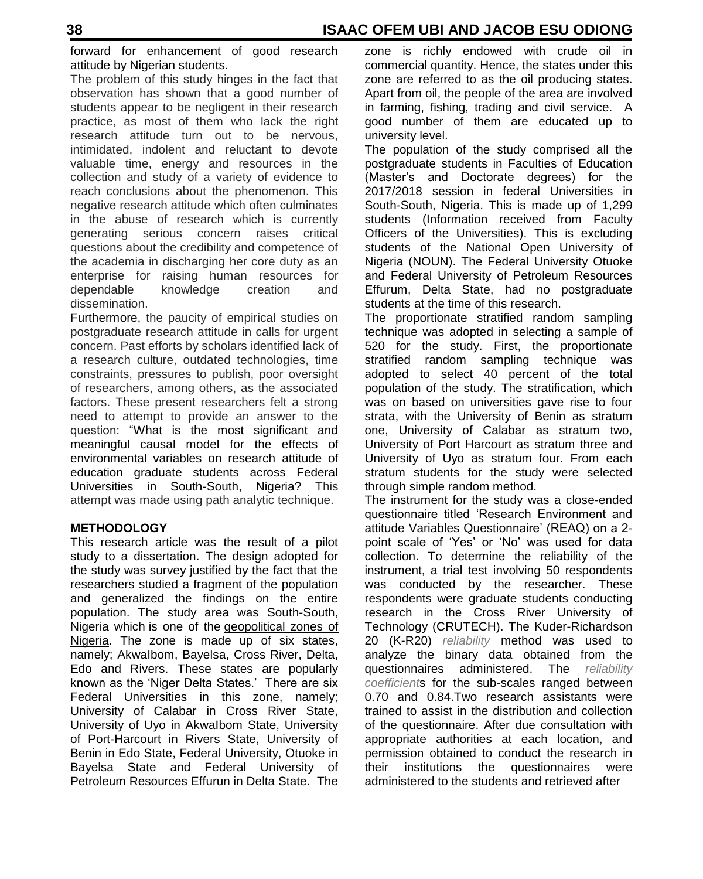forward for enhancement of good research attitude by Nigerian students.

The problem of this study hinges in the fact that observation has shown that a good number of students appear to be negligent in their research practice, as most of them who lack the right research attitude turn out to be nervous, intimidated, indolent and reluctant to devote valuable time, energy and resources in the collection and study of a variety of evidence to reach conclusions about the phenomenon. This negative research attitude which often culminates in the abuse of research which is currently generating serious concern raises critical questions about the credibility and competence of the academia in discharging her core duty as an enterprise for raising human resources for dependable knowledge creation and dissemination.

Furthermore, the paucity of empirical studies on postgraduate research attitude in calls for urgent concern. Past efforts by scholars identified lack of a research culture, outdated technologies, time constraints, pressures to publish, poor oversight of researchers, among others, as the associated factors. These present researchers felt a strong need to attempt to provide an answer to the question: "What is the most significant and meaningful causal model for the effects of environmental variables on research attitude of education graduate students across Federal Universities in South-South, Nigeria? This attempt was made using path analytic technique.

**METHODOLOGY**

This research article was the result of a pilot study to a dissertation. The design adopted for the study was survey justified by the fact that the researchers studied a fragment of the population and generalized the findings on the entire population. The study area was South-South, Nigeria which is one of the geopolitical zones of Nigeria. The zone is made up of six states, namely; AkwaIbom, Bayelsa, Cross River, Delta, Edo and Rivers. These states are popularly known as the 'Niger Delta States.' There are six Federal Universities in this zone, namely; University of Calabar in Cross River State, University of Uyo in AkwaIbom State, University of Port-Harcourt in Rivers State, University of Benin in Edo State, Federal University, Otuoke in Bayelsa State and Federal University of Petroleum Resources Effurun in Delta State. The zone is richly endowed with crude oil in commercial quantity. Hence, the states under this zone are referred to as the oil producing states. Apart from oil, the people of the area are involved in farming, fishing, trading and civil service. A good number of them are educated up to university level.

The population of the study comprised all the postgraduate students in Faculties of Education (Master's and Doctorate degrees) for the 2017/2018 session in federal Universities in South-South, Nigeria. This is made up of 1,299 students (Information received from Faculty Officers of the Universities). This is excluding students of the National Open University of Nigeria (NOUN). The Federal University Otuoke and Federal University of Petroleum Resources Effurum, Delta State, had no postgraduate students at the time of this research.

The proportionate stratified random sampling technique was adopted in selecting a sample of 520 for the study. First, the proportionate stratified random sampling technique was adopted to select 40 percent of the total population of the study. The stratification, which was on based on universities gave rise to four strata, with the University of Benin as stratum one, University of Calabar as stratum two, University of Port Harcourt as stratum three and University of Uyo as stratum four. From each stratum students for the study were selected through simple random method.

The instrument for the study was a close-ended questionnaire titled 'Research Environment and attitude Variables Questionnaire' (REAQ) on a 2-point scale of 'Yes' or 'No' was used for data collection. To determine the reliability of the instrument, a trial test involving 50 respondents was conducted by the researcher. These respondents were graduate students conducting research in the Cross River University of Technology (CRUTECH). The Kuder-Richardson 20 (K-R20) *reliability* method was used to analyze the binary data obtained from the questionnaires administered. The *reliability coefficient*s for the sub-scales ranged between 0.70 and 0.84.Two research assistants were trained to assist in the distribution and collection of the questionnaire. After due consultation with appropriate authorities at each location, and permission obtained to conduct the research in their institutions the questionnaires were administered to the students and retrieved after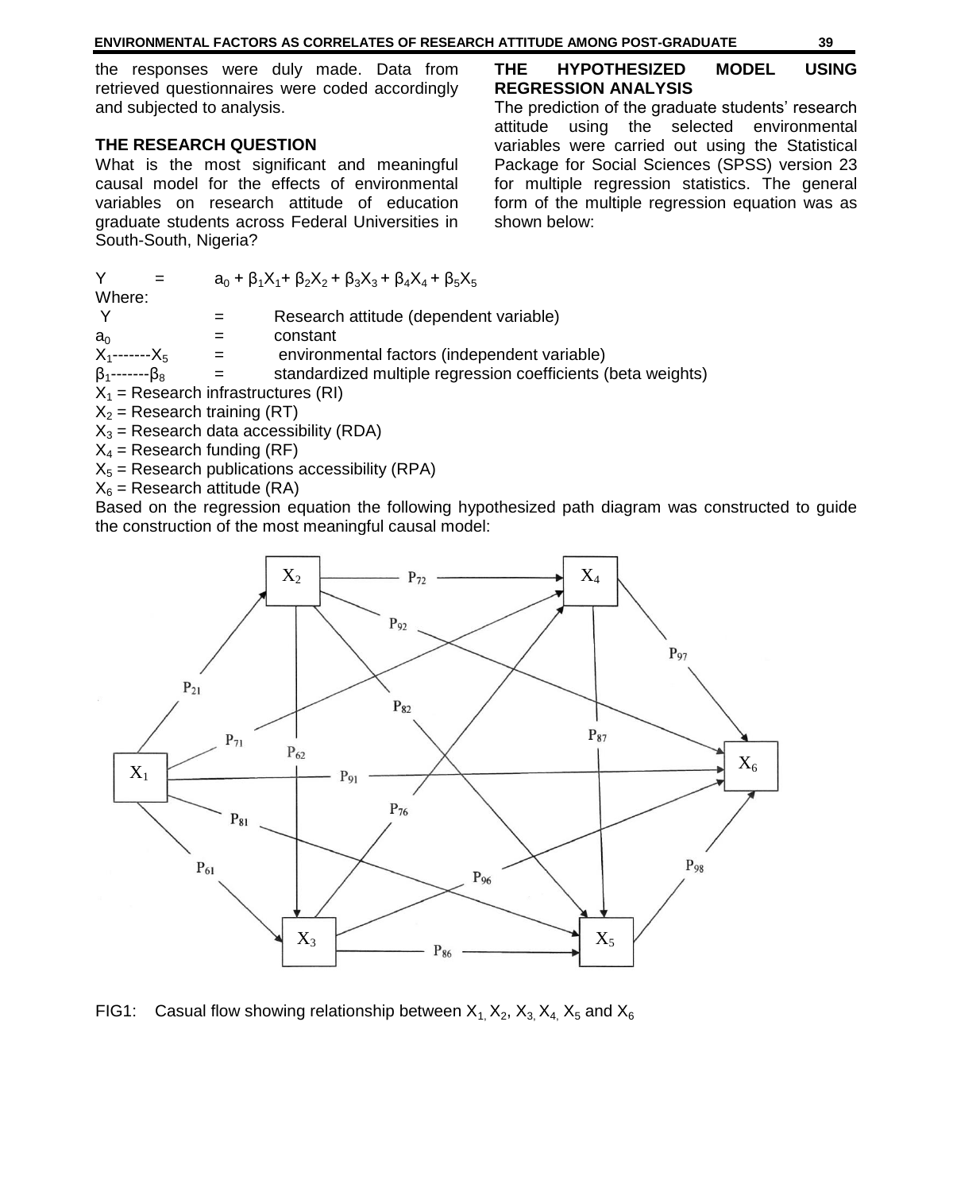the responses were duly made. Data from retrieved questionnaires were coded accordingly and subjected to analysis.

## THE RESEARCH QUESTION

What is the most significant and meaningful causal model for the effects of environmental variables on research attitude of education graduate students across Federal Universities in South-South, Nigeria?

## THE HYPOTHESIZED MODEL USING REGRESSION ANALYSIS

The prediction of the graduate students' research attitude using the selected environmental variables were carried out using the Statistical Package for Social Sciences (SPSS) version 23 for multiple regression statistics. The general form of the multiple regression equation was as shown below:

$$Y = a_0 + \beta_1X_1 + \beta_2X_2 + \beta_3X_3 + \beta_4X_4 + \beta_5X_5$$

Where:

$Y$ = Research attitude (dependent variable)

$a_0$ = constant

$X_1$-------$X_5$ = environmental factors (independent variable)

$\beta_1$-------$\beta_8$ = standardized multiple regression coefficients (beta weights)

$X_1$ = Research infrastructures (RI)

$X_2$ = Research training (RT)

$X_3$ = Research data accessibility (RDA)

$X_4$ = Research funding (RF)

$X_5$ = Research publications accessibility (RPA)

$X_6$ = Research attitude (RA)

Based on the regression equation the following hypothesized path diagram was constructed to guide the construction of the most meaningful causal model:

FIG1: Casual flow showing relationship between $X_1$, $X_2$, $X_3$, $X_4$, $X_5$ and $X_6$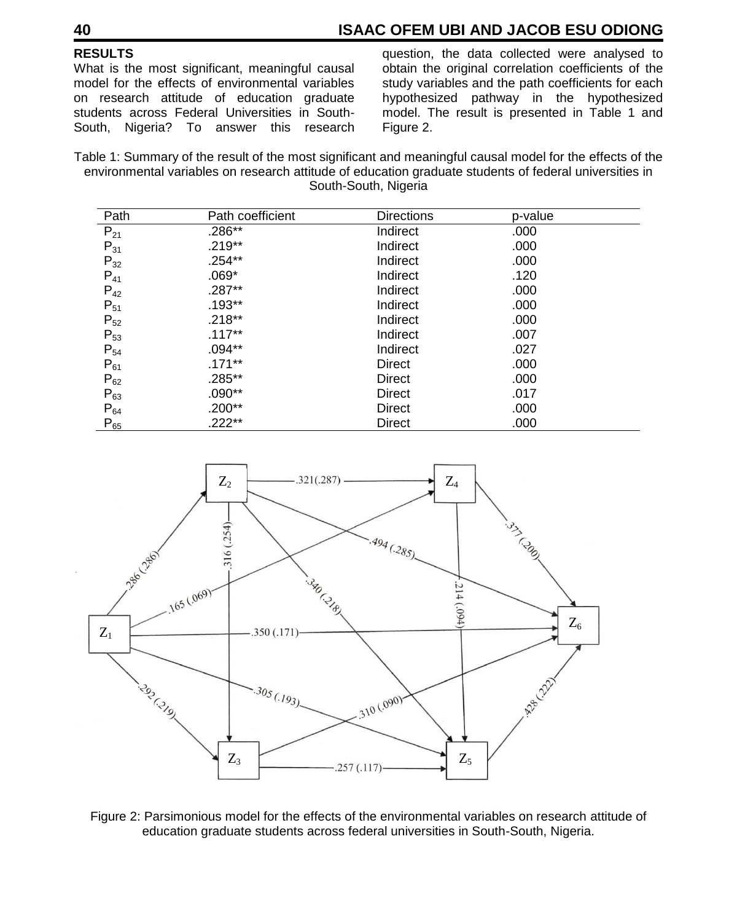## RESULTS

What is the most significant, meaningful causal model for the effects of environmental variables on research attitude of education graduate students across Federal Universities in South-South, Nigeria? To answer this research question, the data collected were analysed to obtain the original correlation coefficients of the study variables and the path coefficients for each hypothesized pathway in the hypothesized model. The result is presented in Table 1 and Figure 2.

Table 1: Summary of the result of the most significant and meaningful causal model for the effects of the environmental variables on research attitude of education graduate students of federal universities in South-South, Nigeria

| Path | Path coefficient | Directions | p-value |
|---|---|---|---|
| $P_{21}$ | .286** | Indirect | .000 |
| $P_{31}$ | .219** | Indirect | .000 |
| $P_{32}$ | .254** | Indirect | .000 |
| $P_{41}$ | .069* | Indirect | .120 |
| $P_{42}$ | .287** | Indirect | .000 |
| $P_{51}$ | .193** | Indirect | .000 |
| $P_{52}$ | .218** | Indirect | .000 |
| $P_{53}$ | .117** | Indirect | .007 |
| $P_{54}$ | .094** | Indirect | .027 |
| $P_{61}$ | .171** | Direct | .000 |
| $P_{62}$ | .285** | Direct | .000 |
| $P_{63}$ | .090** | Direct | .017 |
| $P_{64}$ | .200** | Direct | .000 |
| $P_{65}$ | .222** | Direct | .000 |

Figure 2: Parsimonious model for the effects of the environmental variables on research attitude of education graduate students across federal universities in South-South, Nigeria.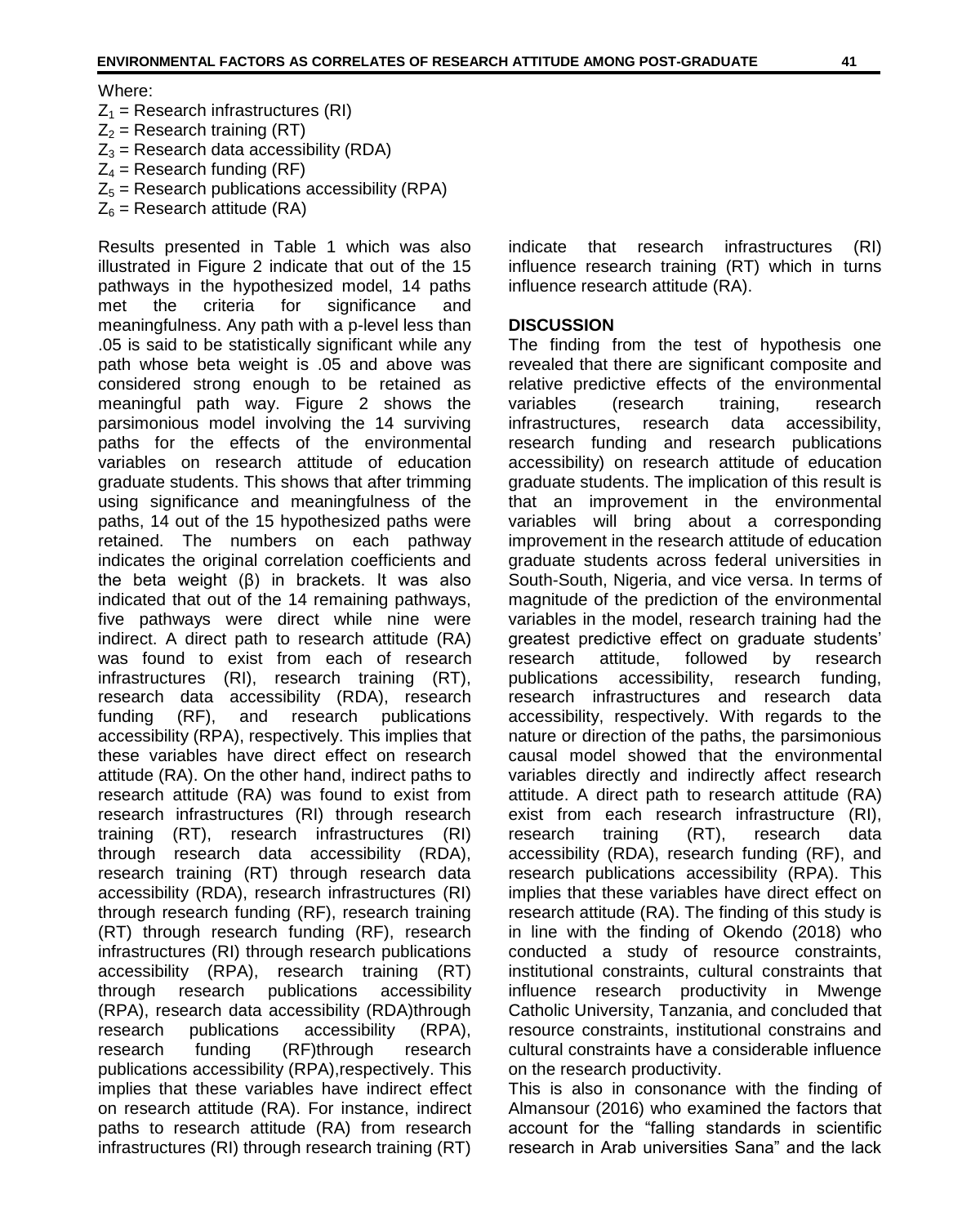Where:

$Z_1$ = Research infrastructures (RI)
$Z_2$ = Research training (RT)
$Z_3$ = Research data accessibility (RDA)
$Z_4$ = Research funding (RF)
$Z_5$ = Research publications accessibility (RPA)
$Z_6$ = Research attitude (RA)

Results presented in Table 1 which was also illustrated in Figure 2 indicate that out of the 15 pathways in the hypothesized model, 14 paths met the criteria for significance and meaningfulness. Any path with a p-level less than .05 is said to be statistically significant while any path whose beta weight is .05 and above was considered strong enough to be retained as meaningful path way. Figure 2 shows the parsimonious model involving the 14 surviving paths for the effects of the environmental variables on research attitude of education graduate students. This shows that after trimming using significance and meaningfulness of the paths, 14 out of the 15 hypothesized paths were retained. The numbers on each pathway indicates the original correlation coefficients and the beta weight (β) in brackets. It was also indicated that out of the 14 remaining pathways, five pathways were direct while nine were indirect. A direct path to research attitude (RA) was found to exist from each of research infrastructures (RI), research training (RT), research data accessibility (RDA), research funding (RF), and research publications accessibility (RPA), respectively. This implies that these variables have direct effect on research attitude (RA). On the other hand, indirect paths to research attitude (RA) was found to exist from research infrastructures (RI) through research training (RT), research infrastructures (RI) through research data accessibility (RDA), research training (RT) through research data accessibility (RDA), research infrastructures (RI) through research funding (RF), research training (RT) through research funding (RF), research infrastructures (RI) through research publications accessibility (RPA), research training (RT) through research publications accessibility (RPA), research data accessibility (RDA)through research publications accessibility (RPA), research funding (RF)through research publications accessibility (RPA),respectively. This implies that these variables have indirect effect on research attitude (RA). For instance, indirect paths to research attitude (RA) from research infrastructures (RI) through research training (RT) indicate that research infrastructures (RI) influence research training (RT) which in turns influence research attitude (RA).

## DISCUSSION

The finding from the test of hypothesis one revealed that there are significant composite and relative predictive effects of the environmental variables (research training, research infrastructures, research data accessibility, research funding and research publications accessibility) on research attitude of education graduate students. The implication of this result is that an improvement in the environmental variables will bring about a corresponding improvement in the research attitude of education graduate students across federal universities in South-South, Nigeria, and vice versa. In terms of magnitude of the prediction of the environmental variables in the model, research training had the greatest predictive effect on graduate students' research attitude, followed by research publications accessibility, research funding, research infrastructures and research data accessibility, respectively. With regards to the nature or direction of the paths, the parsimonious causal model showed that the environmental variables directly and indirectly affect research attitude. A direct path to research attitude (RA) exist from each research infrastructure (RI), research training (RT), research data accessibility (RDA), research funding (RF), and research publications accessibility (RPA). This implies that these variables have direct effect on research attitude (RA). The finding of this study is in line with the finding of Okendo (2018) who conducted a study of resource constraints, institutional constraints, cultural constraints that influence research productivity in Mwenge Catholic University, Tanzania, and concluded that resource constraints, institutional constrains and cultural constraints have a considerable influence on the research productivity.

This is also in consonance with the finding of Almansour (2016) who examined the factors that account for the "falling standards in scientific research in Arab universities Sana" and the lack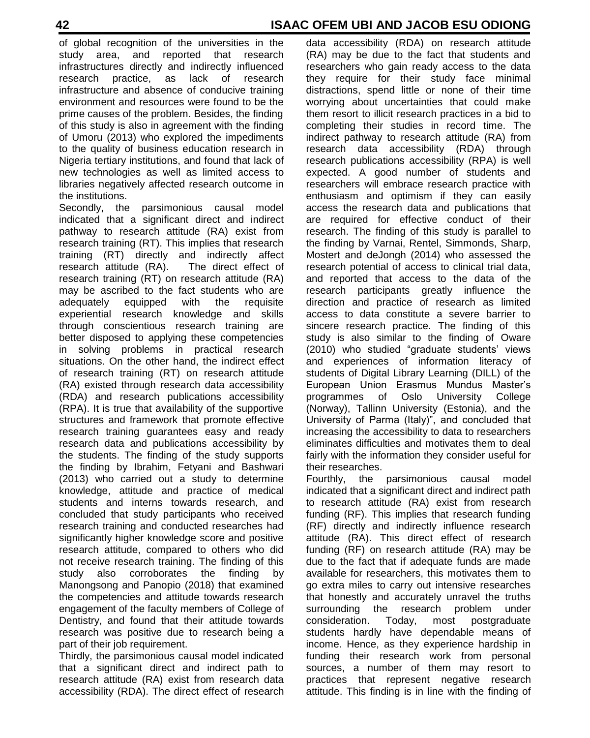of global recognition of the universities in the study area, and reported that research infrastructures directly and indirectly influenced research practice, as lack of research infrastructure and absence of conducive training environment and resources were found to be the prime causes of the problem. Besides, the finding of this study is also in agreement with the finding of Umoru (2013) who explored the impediments to the quality of business education research in Nigeria tertiary institutions, and found that lack of new technologies as well as limited access to libraries negatively affected research outcome in the institutions.

Secondly, the parsimonious causal model indicated that a significant direct and indirect pathway to research attitude (RA) exist from research training (RT). This implies that research training (RT) directly and indirectly affect research attitude (RA). The direct effect of research training (RT) on research attitude (RA) may be ascribed to the fact students who are adequately equipped with the requisite experiential research knowledge and skills through conscientious research training are better disposed to applying these competencies in solving problems in practical research situations. On the other hand, the indirect effect of research training (RT) on research attitude (RA) existed through research data accessibility (RDA) and research publications accessibility (RPA). It is true that availability of the supportive structures and framework that promote effective research training guarantees easy and ready research data and publications accessibility by the students. The finding of the study supports the finding by Ibrahim, Fetyani and Bashwari (2013) who carried out a study to determine knowledge, attitude and practice of medical students and interns towards research, and concluded that study participants who received research training and conducted researches had significantly higher knowledge score and positive research attitude, compared to others who did not receive research training. The finding of this study also corroborates the finding by Manongsong and Panopio (2018) that examined the competencies and attitude towards research engagement of the faculty members of College of Dentistry, and found that their attitude towards research was positive due to research being a part of their job requirement.

Thirdly, the parsimonious causal model indicated that a significant direct and indirect path to research attitude (RA) exist from research data accessibility (RDA). The direct effect of research data accessibility (RDA) on research attitude (RA) may be due to the fact that students and researchers who gain ready access to the data they require for their study face minimal distractions, spend little or none of their time worrying about uncertainties that could make them resort to illicit research practices in a bid to completing their studies in record time. The indirect pathway to research attitude (RA) from research data accessibility (RDA) through research publications accessibility (RPA) is well expected. A good number of students and researchers will embrace research practice with enthusiasm and optimism if they can easily access the research data and publications that are required for effective conduct of their research. The finding of this study is parallel to the finding by Varnai, Rentel, Simmonds, Sharp, Mostert and deJongh (2014) who assessed the research potential of access to clinical trial data, and reported that access to the data of the research participants greatly influence the direction and practice of research as limited access to data constitute a severe barrier to sincere research practice. The finding of this study is also similar to the finding of Oware (2010) who studied "graduate students' views and experiences of information literacy of students of Digital Library Learning (DILL) of the European Union Erasmus Mundus Master's programmes of Oslo University College (Norway), Tallinn University (Estonia), and the University of Parma (Italy)", and concluded that increasing the accessibility to data to researchers eliminates difficulties and motivates them to deal fairly with the information they consider useful for their researches.

Fourthly, the parsimonious causal model indicated that a significant direct and indirect path to research attitude (RA) exist from research funding (RF). This implies that research funding (RF) directly and indirectly influence research attitude (RA). This direct effect of research funding (RF) on research attitude (RA) may be due to the fact that if adequate funds are made available for researchers, this motivates them to go extra miles to carry out intensive researches that honestly and accurately unravel the truths surrounding the research problem under consideration. Today, most postgraduate students hardly have dependable means of income. Hence, as they experience hardship in funding their research work from personal sources, a number of them may resort to practices that represent negative research attitude. This finding is in line with the finding of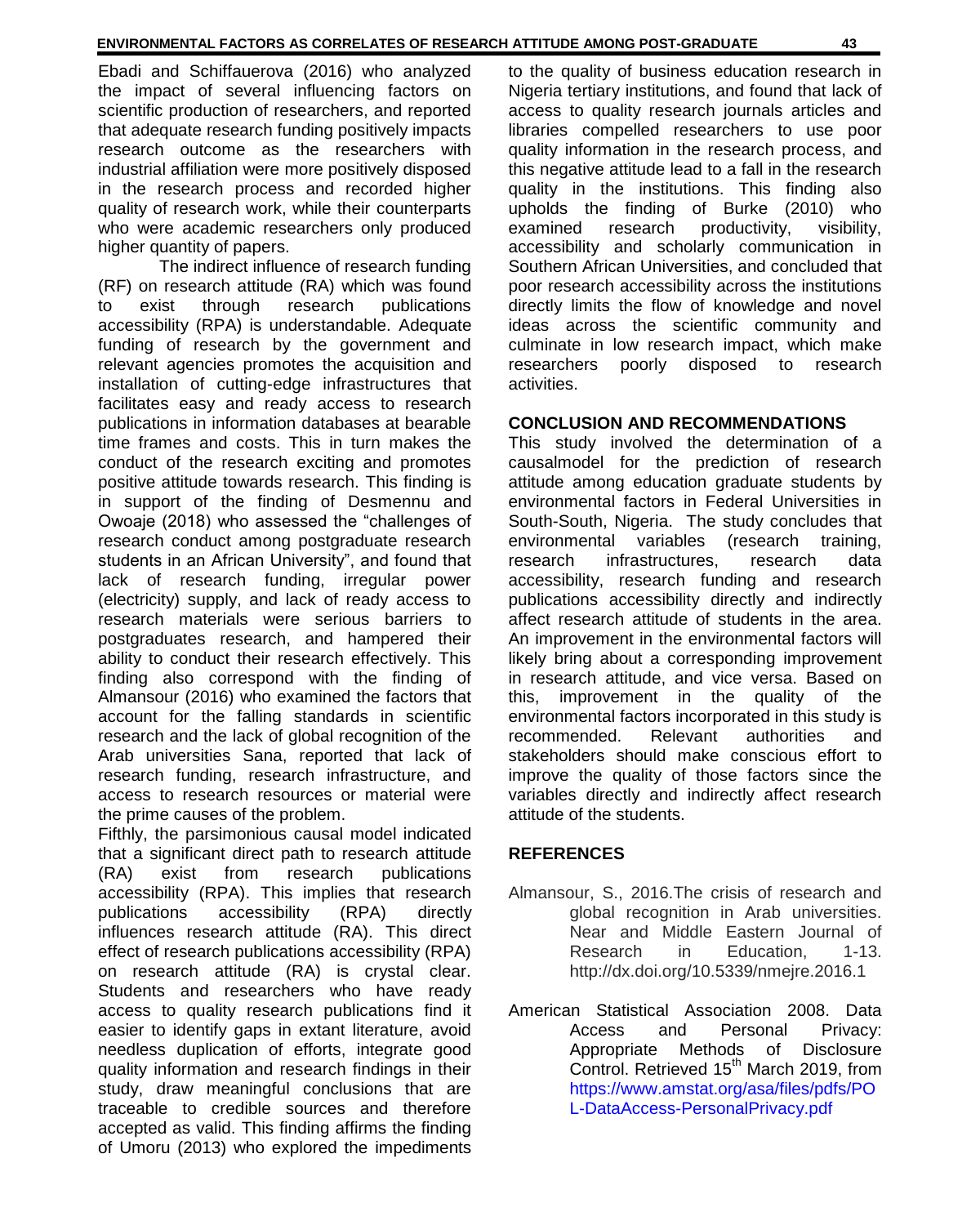Ebadi and Schiffauerova (2016) who analyzed the impact of several influencing factors on scientific production of researchers, and reported that adequate research funding positively impacts research outcome as the researchers with industrial affiliation were more positively disposed in the research process and recorded higher quality of research work, while their counterparts who were academic researchers only produced higher quantity of papers.

The indirect influence of research funding (RF) on research attitude (RA) which was found to exist through research publications accessibility (RPA) is understandable. Adequate funding of research by the government and relevant agencies promotes the acquisition and installation of cutting-edge infrastructures that facilitates easy and ready access to research publications in information databases at bearable time frames and costs. This in turn makes the conduct of the research exciting and promotes positive attitude towards research. This finding is in support of the finding of Desmennu and Owoaje (2018) who assessed the "challenges of research conduct among postgraduate research students in an African University", and found that lack of research funding, irregular power (electricity) supply, and lack of ready access to research materials were serious barriers to postgraduates research, and hampered their ability to conduct their research effectively. This finding also correspond with the finding of Almansour (2016) who examined the factors that account for the falling standards in scientific research and the lack of global recognition of the Arab universities Sana, reported that lack of research funding, research infrastructure, and access to research resources or material were the prime causes of the problem.

Fifthly, the parsimonious causal model indicated that a significant direct path to research attitude (RA) exist from research publications accessibility (RPA). This implies that research publications accessibility (RPA) directly influences research attitude (RA). This direct effect of research publications accessibility (RPA) on research attitude (RA) is crystal clear. Students and researchers who have ready access to quality research publications find it easier to identify gaps in extant literature, avoid needless duplication of efforts, integrate good quality information and research findings in their study, draw meaningful conclusions that are traceable to credible sources and therefore accepted as valid. This finding affirms the finding of Umoru (2013) who explored the impediments to the quality of business education research in Nigeria tertiary institutions, and found that lack of access to quality research journals articles and libraries compelled researchers to use poor quality information in the research process, and this negative attitude lead to a fall in the research quality in the institutions. This finding also upholds the finding of Burke (2010) who examined research productivity, visibility, accessibility and scholarly communication in Southern African Universities, and concluded that poor research accessibility across the institutions directly limits the flow of knowledge and novel ideas across the scientific community and culminate in low research impact, which make researchers poorly disposed to research activities.

## CONCLUSION AND RECOMMENDATIONS

This study involved the determination of a causalmodel for the prediction of research attitude among education graduate students by environmental factors in Federal Universities in South-South, Nigeria. The study concludes that environmental variables (research training, research infrastructures, research data accessibility, research funding and research publications accessibility directly and indirectly affect research attitude of students in the area. An improvement in the environmental factors will likely bring about a corresponding improvement in research attitude, and vice versa. Based on this, improvement in the quality of the environmental factors incorporated in this study is recommended. Relevant authorities and stakeholders should make conscious effort to improve the quality of those factors since the variables directly and indirectly affect research attitude of the students.

## REFERENCES

Almansour, S., 2016.The crisis of research and global recognition in Arab universities. Near and Middle Eastern Journal of Research in Education, 1-13. http://dx.doi.org/10.5339/nmejre.2016.1

American Statistical Association 2008. Data Access and Personal Privacy: Appropriate Methods of Disclosure Control. Retrieved 15th March 2019, from https://www.amstat.org/asa/files/pdfs/POL-DataAccess-PersonalPrivacy.pdf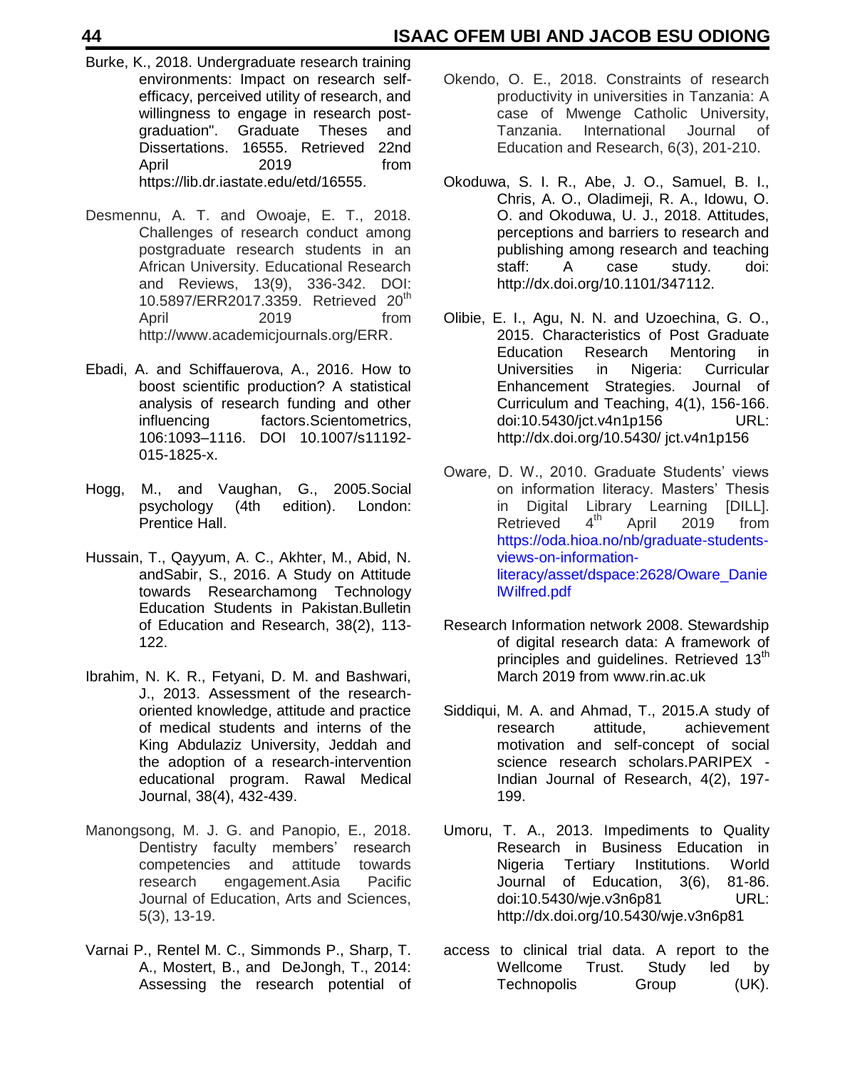Burke, K., 2018. Undergraduate research training environments: Impact on research self-efficacy, perceived utility of research, and willingness to engage in research post-graduation". Graduate Theses and Dissertations. 16555. Retrieved 22nd April 2019 from https://lib.dr.iastate.edu/etd/16555.

Desmennu, A. T. and Owoaje, E. T., 2018. Challenges of research conduct among postgraduate research students in an African University. Educational Research and Reviews, 13(9), 336-342. DOI: 10.5897/ERR2017.3359. Retrieved 20th April 2019 from http://www.academicjournals.org/ERR.

Ebadi, A. and Schiffauerova, A., 2016. How to boost scientific production? A statistical analysis of research funding and other influencing factors.Scientometrics, 106:1093–1116. DOI 10.1007/s11192-015-1825-x.

Hogg, M., and Vaughan, G., 2005.Social psychology (4th edition). London: Prentice Hall.

Hussain, T., Qayyum, A. C., Akhter, M., Abid, N. andSabir, S., 2016. A Study on Attitude towards Researchamong Technology Education Students in Pakistan.Bulletin of Education and Research, 38(2), 113-122.

Ibrahim, N. K. R., Fetyani, D. M. and Bashwari, J., 2013. Assessment of the research-oriented knowledge, attitude and practice of medical students and interns of the King Abdulaziz University, Jeddah and the adoption of a research-intervention educational program. Rawal Medical Journal, 38(4), 432-439.

Manongsong, M. J. G. and Panopio, E., 2018. Dentistry faculty members' research competencies and attitude towards research engagement.Asia Pacific Journal of Education, Arts and Sciences, 5(3), 13-19.

Varnai P., Rentel M. C., Simmonds P., Sharp, T. A., Mostert, B., and DeJongh, T., 2014: Assessing the research potential of access to clinical trial data. A report to the Wellcome Trust. Study led by Technopolis Group (UK).

Okendo, O. E., 2018. Constraints of research productivity in universities in Tanzania: A case of Mwenge Catholic University, Tanzania. International Journal of Education and Research, 6(3), 201-210.

Okoduwa, S. I. R., Abe, J. O., Samuel, B. I., Chris, A. O., Oladimeji, R. A., Idowu, O. O. and Okoduwa, U. J., 2018. Attitudes, perceptions and barriers to research and publishing among research and teaching staff: A case study. doi: http://dx.doi.org/10.1101/347112.

Olibie, E. I., Agu, N. N. and Uzoechina, G. O., 2015. Characteristics of Post Graduate Education Research Mentoring in Universities in Nigeria: Curricular Enhancement Strategies. Journal of Curriculum and Teaching, 4(1), 156-166. doi:10.5430/jct.v4n1p156 URL: http://dx.doi.org/10.5430/ jct.v4n1p156

Oware, D. W., 2010. Graduate Students' views on information literacy. Masters' Thesis in Digital Library Learning [DILL]. Retrieved 4th April 2019 from https://oda.hioa.no/nb/graduate-students-views-on-information-literacy/asset/dspace:2628/Oware_DanielWilfred.pdf

Research Information network 2008. Stewardship of digital research data: A framework of principles and guidelines. Retrieved 13th March 2019 from www.rin.ac.uk

Siddiqui, M. A. and Ahmad, T., 2015.A study of research attitude, achievement motivation and self-concept of social science research scholars.PARIPEX - Indian Journal of Research, 4(2), 197-199.

Umoru, T. A., 2013. Impediments to Quality Research in Business Education in Nigeria Tertiary Institutions. World Journal of Education, 3(6), 81-86. doi:10.5430/wje.v3n6p81 URL: http://dx.doi.org/10.5430/wje.v3n6p81